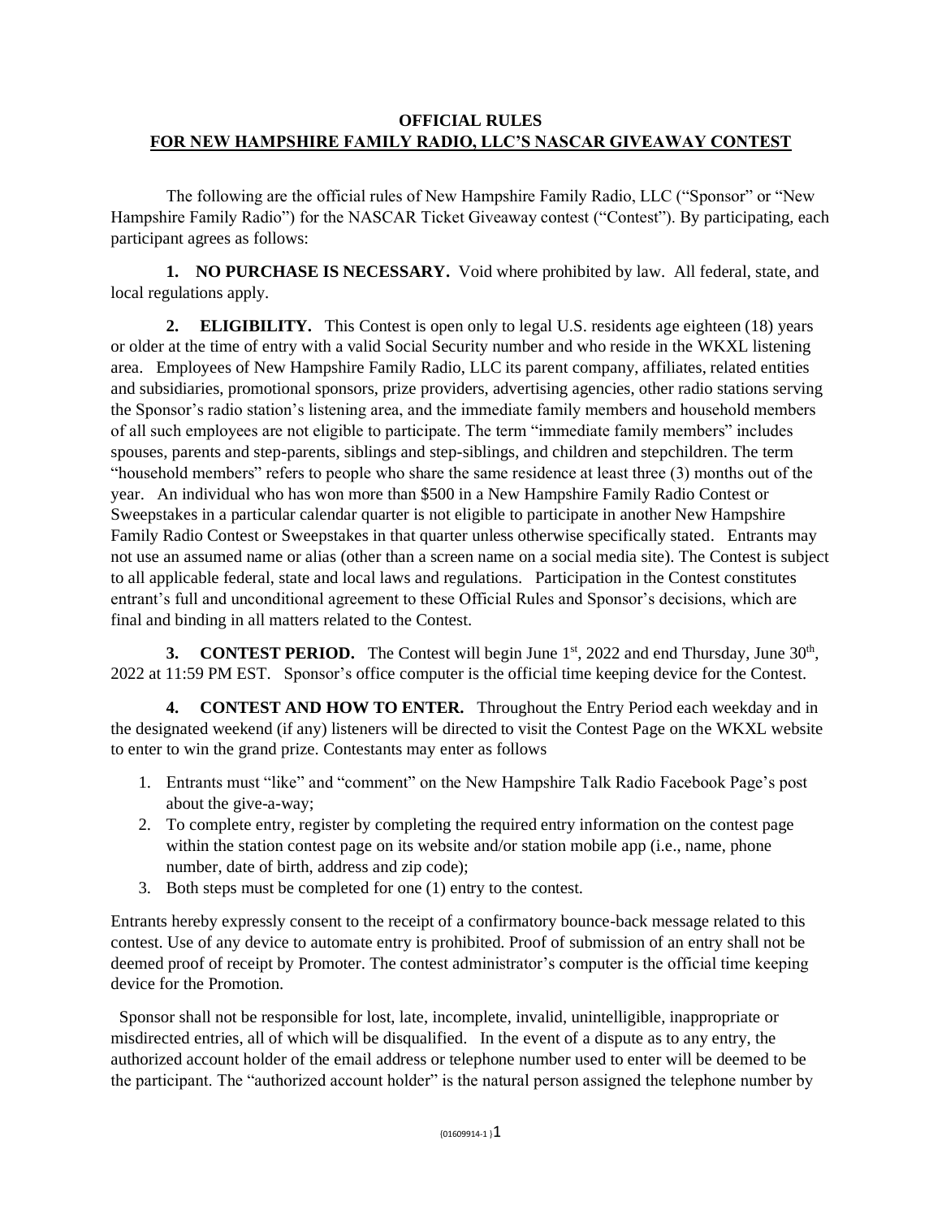# OFFICIAL RULES
## FOR NEW HAMPSHIRE FAMILY RADIO, LLC'S NASCAR GIVEAWAY CONTEST

The following are the official rules of New Hampshire Family Radio, LLC ("Sponsor" or "New Hampshire Family Radio") for the NASCAR Ticket Giveaway contest ("Contest"). By participating, each participant agrees as follows:

**1. NO PURCHASE IS NECESSARY.** Void where prohibited by law. All federal, state, and local regulations apply.

**2. ELIGIBILITY.** This Contest is open only to legal U.S. residents age eighteen (18) years or older at the time of entry with a valid Social Security number and who reside in the WKXL listening area. Employees of New Hampshire Family Radio, LLC its parent company, affiliates, related entities and subsidiaries, promotional sponsors, prize providers, advertising agencies, other radio stations serving the Sponsor's radio station's listening area, and the immediate family members and household members of all such employees are not eligible to participate. The term "immediate family members" includes spouses, parents and step-parents, siblings and step-siblings, and children and stepchildren. The term "household members" refers to people who share the same residence at least three (3) months out of the year. An individual who has won more than $500 in a New Hampshire Family Radio Contest or Sweepstakes in a particular calendar quarter is not eligible to participate in another New Hampshire Family Radio Contest or Sweepstakes in that quarter unless otherwise specifically stated. Entrants may not use an assumed name or alias (other than a screen name on a social media site). The Contest is subject to all applicable federal, state and local laws and regulations. Participation in the Contest constitutes entrant's full and unconditional agreement to these Official Rules and Sponsor's decisions, which are final and binding in all matters related to the Contest.

**3. CONTEST PERIOD.** The Contest will begin June 1st, 2022 and end Thursday, June 30th, 2022 at 11:59 PM EST. Sponsor's office computer is the official time keeping device for the Contest.

**4. CONTEST AND HOW TO ENTER.** Throughout the Entry Period each weekday and in the designated weekend (if any) listeners will be directed to visit the Contest Page on the WKXL website to enter to win the grand prize. Contestants may enter as follows

1. Entrants must "like" and "comment" on the New Hampshire Talk Radio Facebook Page's post about the give-a-way;
2. To complete entry, register by completing the required entry information on the contest page within the station contest page on its website and/or station mobile app (i.e., name, phone number, date of birth, address and zip code);
3. Both steps must be completed for one (1) entry to the contest.

Entrants hereby expressly consent to the receipt of a confirmatory bounce-back message related to this contest. Use of any device to automate entry is prohibited. Proof of submission of an entry shall not be deemed proof of receipt by Promoter. The contest administrator's computer is the official time keeping device for the Promotion.

Sponsor shall not be responsible for lost, late, incomplete, invalid, unintelligible, inappropriate or misdirected entries, all of which will be disqualified. In the event of a dispute as to any entry, the authorized account holder of the email address or telephone number used to enter will be deemed to be the participant. The "authorized account holder" is the natural person assigned the telephone number by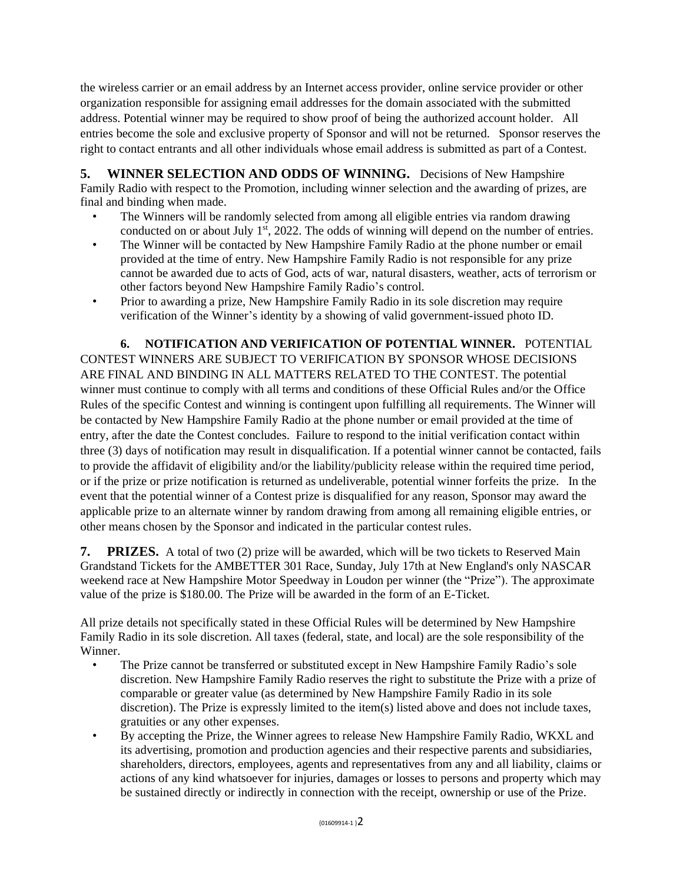the wireless carrier or an email address by an Internet access provider, online service provider or other organization responsible for assigning email addresses for the domain associated with the submitted address. Potential winner may be required to show proof of being the authorized account holder. All entries become the sole and exclusive property of Sponsor and will not be returned. Sponsor reserves the right to contact entrants and all other individuals whose email address is submitted as part of a Contest.

**5. WINNER SELECTION AND ODDS OF WINNING.** Decisions of New Hampshire Family Radio with respect to the Promotion, including winner selection and the awarding of prizes, are final and binding when made.

- The Winners will be randomly selected from among all eligible entries via random drawing conducted on or about July 1st, 2022. The odds of winning will depend on the number of entries.
- The Winner will be contacted by New Hampshire Family Radio at the phone number or email provided at the time of entry. New Hampshire Family Radio is not responsible for any prize cannot be awarded due to acts of God, acts of war, natural disasters, weather, acts of terrorism or other factors beyond New Hampshire Family Radio's control.
- Prior to awarding a prize, New Hampshire Family Radio in its sole discretion may require verification of the Winner's identity by a showing of valid government-issued photo ID.

**6. NOTIFICATION AND VERIFICATION OF POTENTIAL WINNER.** POTENTIAL CONTEST WINNERS ARE SUBJECT TO VERIFICATION BY SPONSOR WHOSE DECISIONS ARE FINAL AND BINDING IN ALL MATTERS RELATED TO THE CONTEST. The potential winner must continue to comply with all terms and conditions of these Official Rules and/or the Office Rules of the specific Contest and winning is contingent upon fulfilling all requirements. The Winner will be contacted by New Hampshire Family Radio at the phone number or email provided at the time of entry, after the date the Contest concludes. Failure to respond to the initial verification contact within three (3) days of notification may result in disqualification. If a potential winner cannot be contacted, fails to provide the affidavit of eligibility and/or the liability/publicity release within the required time period, or if the prize or prize notification is returned as undeliverable, potential winner forfeits the prize. In the event that the potential winner of a Contest prize is disqualified for any reason, Sponsor may award the applicable prize to an alternate winner by random drawing from among all remaining eligible entries, or other means chosen by the Sponsor and indicated in the particular contest rules.

**7. PRIZES.** A total of two (2) prize will be awarded, which will be two tickets to Reserved Main Grandstand Tickets for the AMBETTER 301 Race, Sunday, July 17th at New England's only NASCAR weekend race at New Hampshire Motor Speedway in Loudon per winner (the "Prize"). The approximate value of the prize is $180.00. The Prize will be awarded in the form of an E-Ticket.

All prize details not specifically stated in these Official Rules will be determined by New Hampshire Family Radio in its sole discretion. All taxes (federal, state, and local) are the sole responsibility of the Winner.

- The Prize cannot be transferred or substituted except in New Hampshire Family Radio's sole discretion. New Hampshire Family Radio reserves the right to substitute the Prize with a prize of comparable or greater value (as determined by New Hampshire Family Radio in its sole discretion). The Prize is expressly limited to the item(s) listed above and does not include taxes, gratuities or any other expenses.
- By accepting the Prize, the Winner agrees to release New Hampshire Family Radio, WKXL and its advertising, promotion and production agencies and their respective parents and subsidiaries, shareholders, directors, employees, agents and representatives from any and all liability, claims or actions of any kind whatsoever for injuries, damages or losses to persons and property which may be sustained directly or indirectly in connection with the receipt, ownership or use of the Prize.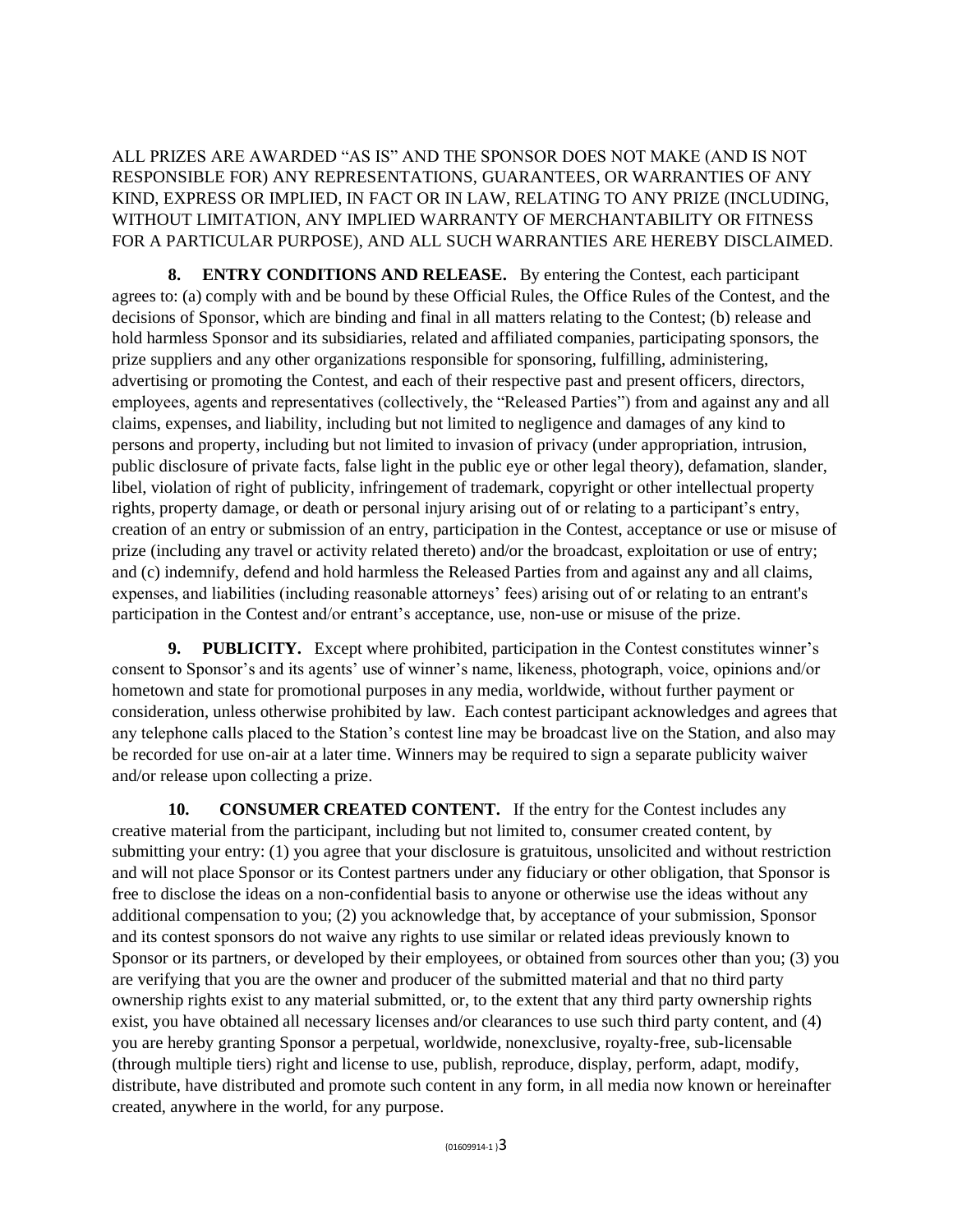ALL PRIZES ARE AWARDED “AS IS” AND THE SPONSOR DOES NOT MAKE (AND IS NOT RESPONSIBLE FOR) ANY REPRESENTATIONS, GUARANTEES, OR WARRANTIES OF ANY KIND, EXPRESS OR IMPLIED, IN FACT OR IN LAW, RELATING TO ANY PRIZE (INCLUDING, WITHOUT LIMITATION, ANY IMPLIED WARRANTY OF MERCHANTABILITY OR FITNESS FOR A PARTICULAR PURPOSE), AND ALL SUCH WARRANTIES ARE HEREBY DISCLAIMED.

**8. ENTRY CONDITIONS AND RELEASE.** By entering the Contest, each participant agrees to: (a) comply with and be bound by these Official Rules, the Office Rules of the Contest, and the decisions of Sponsor, which are binding and final in all matters relating to the Contest; (b) release and hold harmless Sponsor and its subsidiaries, related and affiliated companies, participating sponsors, the prize suppliers and any other organizations responsible for sponsoring, fulfilling, administering, advertising or promoting the Contest, and each of their respective past and present officers, directors, employees, agents and representatives (collectively, the “Released Parties”) from and against any and all claims, expenses, and liability, including but not limited to negligence and damages of any kind to persons and property, including but not limited to invasion of privacy (under appropriation, intrusion, public disclosure of private facts, false light in the public eye or other legal theory), defamation, slander, libel, violation of right of publicity, infringement of trademark, copyright or other intellectual property rights, property damage, or death or personal injury arising out of or relating to a participant’s entry, creation of an entry or submission of an entry, participation in the Contest, acceptance or use or misuse of prize (including any travel or activity related thereto) and/or the broadcast, exploitation or use of entry; and (c) indemnify, defend and hold harmless the Released Parties from and against any and all claims, expenses, and liabilities (including reasonable attorneys’ fees) arising out of or relating to an entrant's participation in the Contest and/or entrant’s acceptance, use, non-use or misuse of the prize.

**9. PUBLICITY.** Except where prohibited, participation in the Contest constitutes winner’s consent to Sponsor’s and its agents’ use of winner’s name, likeness, photograph, voice, opinions and/or hometown and state for promotional purposes in any media, worldwide, without further payment or consideration, unless otherwise prohibited by law. Each contest participant acknowledges and agrees that any telephone calls placed to the Station’s contest line may be broadcast live on the Station, and also may be recorded for use on-air at a later time. Winners may be required to sign a separate publicity waiver and/or release upon collecting a prize.

**10. CONSUMER CREATED CONTENT.** If the entry for the Contest includes any creative material from the participant, including but not limited to, consumer created content, by submitting your entry: (1) you agree that your disclosure is gratuitous, unsolicited and without restriction and will not place Sponsor or its Contest partners under any fiduciary or other obligation, that Sponsor is free to disclose the ideas on a non-confidential basis to anyone or otherwise use the ideas without any additional compensation to you; (2) you acknowledge that, by acceptance of your submission, Sponsor and its contest sponsors do not waive any rights to use similar or related ideas previously known to Sponsor or its partners, or developed by their employees, or obtained from sources other than you; (3) you are verifying that you are the owner and producer of the submitted material and that no third party ownership rights exist to any material submitted, or, to the extent that any third party ownership rights exist, you have obtained all necessary licenses and/or clearances to use such third party content, and (4) you are hereby granting Sponsor a perpetual, worldwide, nonexclusive, royalty-free, sub-licensable (through multiple tiers) right and license to use, publish, reproduce, display, perform, adapt, modify, distribute, have distributed and promote such content in any form, in all media now known or hereinafter created, anywhere in the world, for any purpose.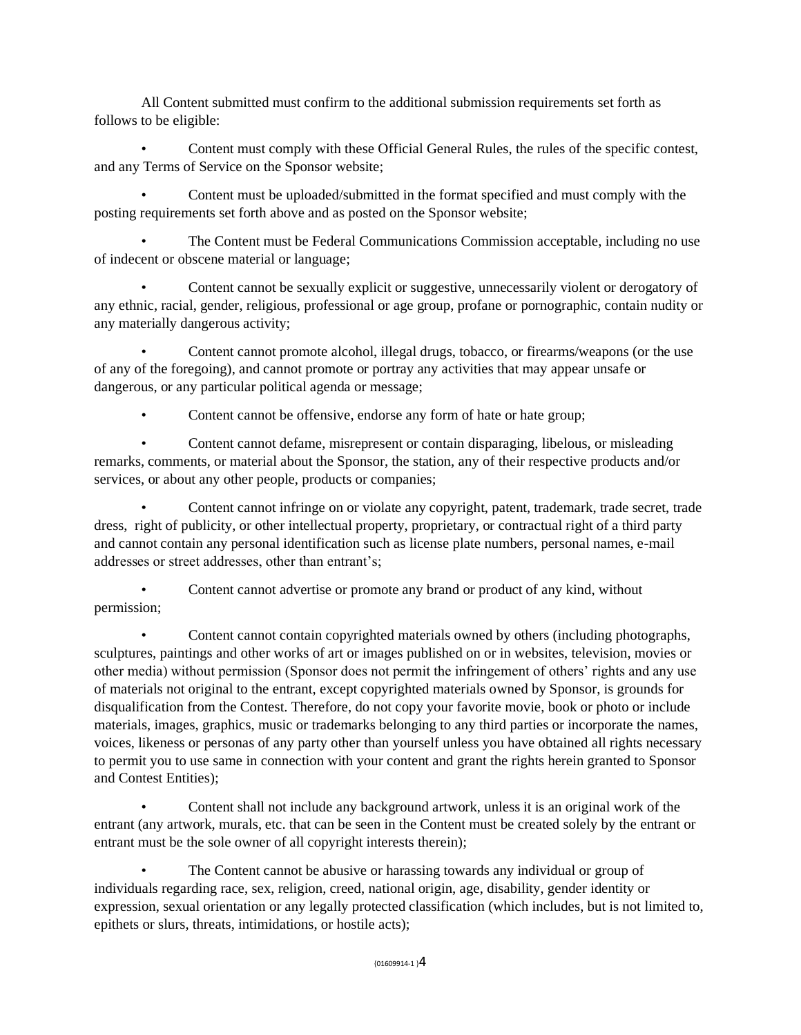All Content submitted must confirm to the additional submission requirements set forth as follows to be eligible:

- Content must comply with these Official General Rules, the rules of the specific contest, and any Terms of Service on the Sponsor website;
- Content must be uploaded/submitted in the format specified and must comply with the posting requirements set forth above and as posted on the Sponsor website;
- The Content must be Federal Communications Commission acceptable, including no use of indecent or obscene material or language;
- Content cannot be sexually explicit or suggestive, unnecessarily violent or derogatory of any ethnic, racial, gender, religious, professional or age group, profane or pornographic, contain nudity or any materially dangerous activity;
- Content cannot promote alcohol, illegal drugs, tobacco, or firearms/weapons (or the use of any of the foregoing), and cannot promote or portray any activities that may appear unsafe or dangerous, or any particular political agenda or message;
- Content cannot be offensive, endorse any form of hate or hate group;
- Content cannot defame, misrepresent or contain disparaging, libelous, or misleading remarks, comments, or material about the Sponsor, the station, any of their respective products and/or services, or about any other people, products or companies;
- Content cannot infringe on or violate any copyright, patent, trademark, trade secret, trade dress, right of publicity, or other intellectual property, proprietary, or contractual right of a third party and cannot contain any personal identification such as license plate numbers, personal names, e-mail addresses or street addresses, other than entrant's;
- Content cannot advertise or promote any brand or product of any kind, without permission;
- Content cannot contain copyrighted materials owned by others (including photographs, sculptures, paintings and other works of art or images published on or in websites, television, movies or other media) without permission (Sponsor does not permit the infringement of others' rights and any use of materials not original to the entrant, except copyrighted materials owned by Sponsor, is grounds for disqualification from the Contest. Therefore, do not copy your favorite movie, book or photo or include materials, images, graphics, music or trademarks belonging to any third parties or incorporate the names, voices, likeness or personas of any party other than yourself unless you have obtained all rights necessary to permit you to use same in connection with your content and grant the rights herein granted to Sponsor and Contest Entities);
- Content shall not include any background artwork, unless it is an original work of the entrant (any artwork, murals, etc. that can be seen in the Content must be created solely by the entrant or entrant must be the sole owner of all copyright interests therein);
- The Content cannot be abusive or harassing towards any individual or group of individuals regarding race, sex, religion, creed, national origin, age, disability, gender identity or expression, sexual orientation or any legally protected classification (which includes, but is not limited to, epithets or slurs, threats, intimidations, or hostile acts);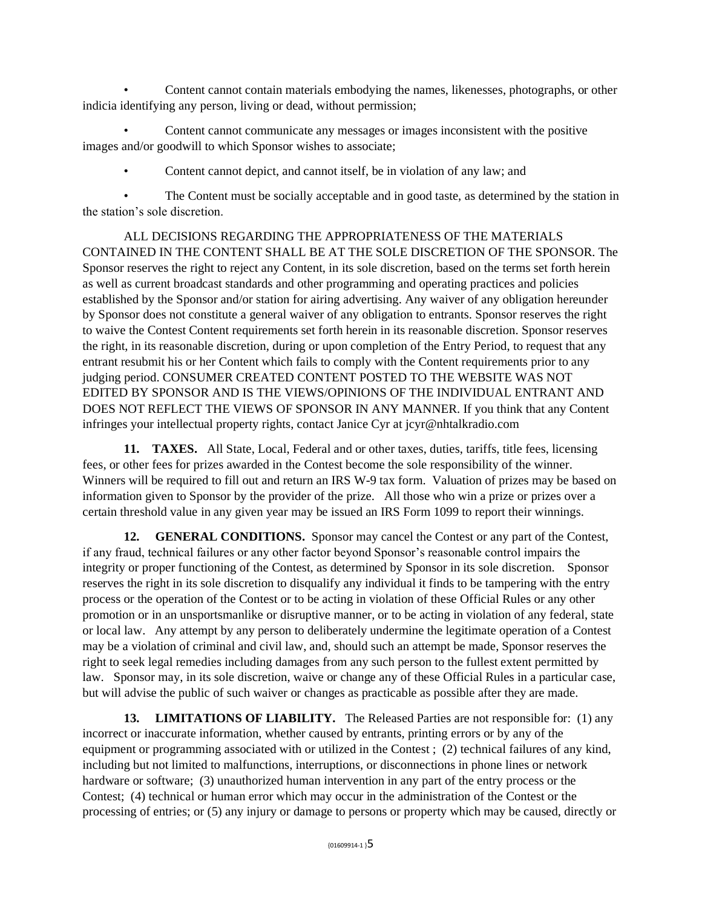- Content cannot contain materials embodying the names, likenesses, photographs, or other indicia identifying any person, living or dead, without permission;
- Content cannot communicate any messages or images inconsistent with the positive images and/or goodwill to which Sponsor wishes to associate;
- Content cannot depict, and cannot itself, be in violation of any law; and
- The Content must be socially acceptable and in good taste, as determined by the station in the station's sole discretion.

ALL DECISIONS REGARDING THE APPROPRIATENESS OF THE MATERIALS CONTAINED IN THE CONTENT SHALL BE AT THE SOLE DISCRETION OF THE SPONSOR. The Sponsor reserves the right to reject any Content, in its sole discretion, based on the terms set forth herein as well as current broadcast standards and other programming and operating practices and policies established by the Sponsor and/or station for airing advertising. Any waiver of any obligation hereunder by Sponsor does not constitute a general waiver of any obligation to entrants. Sponsor reserves the right to waive the Contest Content requirements set forth herein in its reasonable discretion. Sponsor reserves the right, in its reasonable discretion, during or upon completion of the Entry Period, to request that any entrant resubmit his or her Content which fails to comply with the Content requirements prior to any judging period. CONSUMER CREATED CONTENT POSTED TO THE WEBSITE WAS NOT EDITED BY SPONSOR AND IS THE VIEWS/OPINIONS OF THE INDIVIDUAL ENTRANT AND DOES NOT REFLECT THE VIEWS OF SPONSOR IN ANY MANNER. If you think that any Content infringes your intellectual property rights, contact Janice Cyr at jcyr@nhtalkradio.com

**11. TAXES.** All State, Local, Federal and or other taxes, duties, tariffs, title fees, licensing fees, or other fees for prizes awarded in the Contest become the sole responsibility of the winner. Winners will be required to fill out and return an IRS W-9 tax form. Valuation of prizes may be based on information given to Sponsor by the provider of the prize. All those who win a prize or prizes over a certain threshold value in any given year may be issued an IRS Form 1099 to report their winnings.

**12. GENERAL CONDITIONS.** Sponsor may cancel the Contest or any part of the Contest, if any fraud, technical failures or any other factor beyond Sponsor's reasonable control impairs the integrity or proper functioning of the Contest, as determined by Sponsor in its sole discretion. Sponsor reserves the right in its sole discretion to disqualify any individual it finds to be tampering with the entry process or the operation of the Contest or to be acting in violation of these Official Rules or any other promotion or in an unsportsmanlike or disruptive manner, or to be acting in violation of any federal, state or local law. Any attempt by any person to deliberately undermine the legitimate operation of a Contest may be a violation of criminal and civil law, and, should such an attempt be made, Sponsor reserves the right to seek legal remedies including damages from any such person to the fullest extent permitted by law. Sponsor may, in its sole discretion, waive or change any of these Official Rules in a particular case, but will advise the public of such waiver or changes as practicable as possible after they are made.

**13. LIMITATIONS OF LIABILITY.** The Released Parties are not responsible for: (1) any incorrect or inaccurate information, whether caused by entrants, printing errors or by any of the equipment or programming associated with or utilized in the Contest ; (2) technical failures of any kind, including but not limited to malfunctions, interruptions, or disconnections in phone lines or network hardware or software; (3) unauthorized human intervention in any part of the entry process or the Contest; (4) technical or human error which may occur in the administration of the Contest or the processing of entries; or (5) any injury or damage to persons or property which may be caused, directly or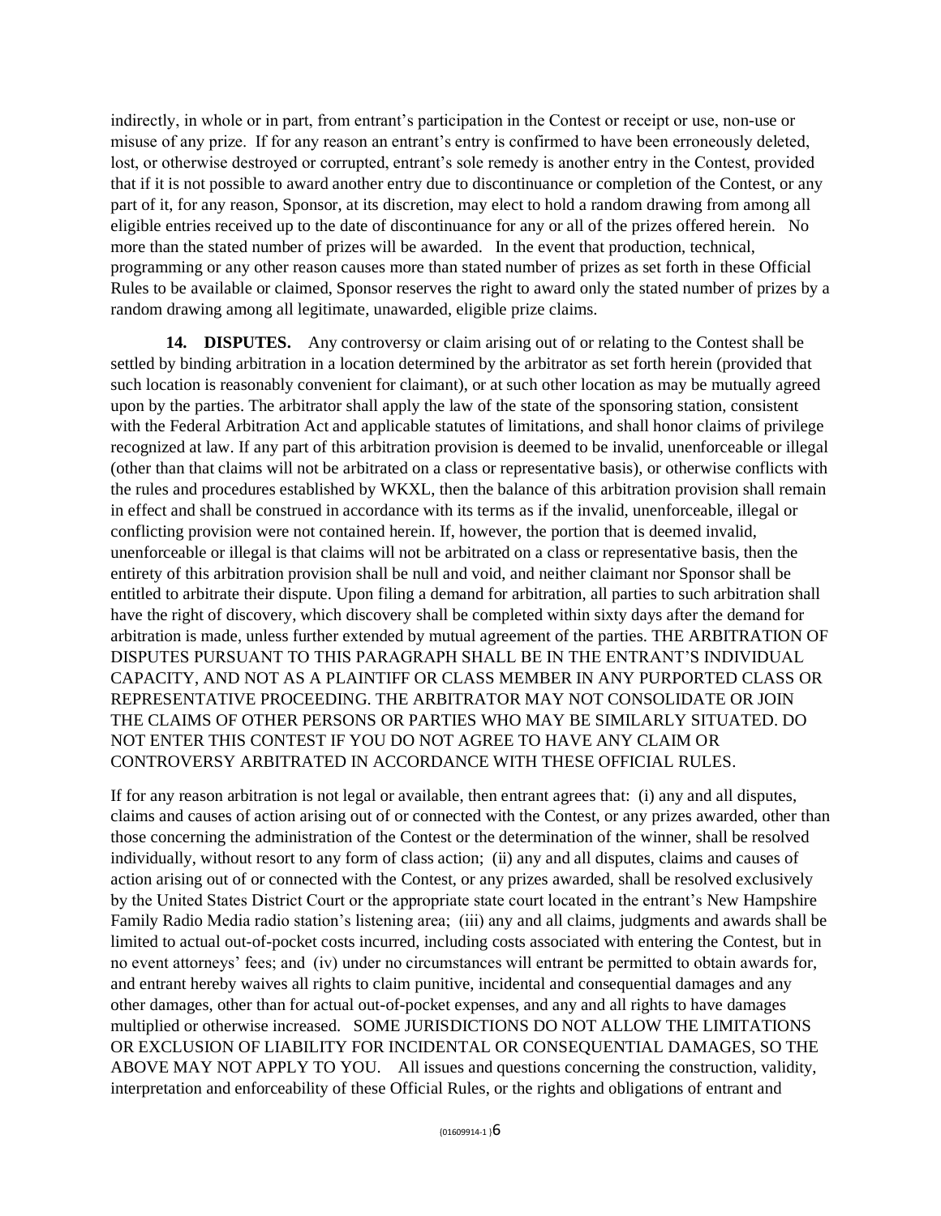indirectly, in whole or in part, from entrant's participation in the Contest or receipt or use, non-use or misuse of any prize. If for any reason an entrant's entry is confirmed to have been erroneously deleted, lost, or otherwise destroyed or corrupted, entrant's sole remedy is another entry in the Contest, provided that if it is not possible to award another entry due to discontinuance or completion of the Contest, or any part of it, for any reason, Sponsor, at its discretion, may elect to hold a random drawing from among all eligible entries received up to the date of discontinuance for any or all of the prizes offered herein. No more than the stated number of prizes will be awarded. In the event that production, technical, programming or any other reason causes more than stated number of prizes as set forth in these Official Rules to be available or claimed, Sponsor reserves the right to award only the stated number of prizes by a random drawing among all legitimate, unawarded, eligible prize claims.

**14. DISPUTES.** Any controversy or claim arising out of or relating to the Contest shall be settled by binding arbitration in a location determined by the arbitrator as set forth herein (provided that such location is reasonably convenient for claimant), or at such other location as may be mutually agreed upon by the parties. The arbitrator shall apply the law of the state of the sponsoring station, consistent with the Federal Arbitration Act and applicable statutes of limitations, and shall honor claims of privilege recognized at law. If any part of this arbitration provision is deemed to be invalid, unenforceable or illegal (other than that claims will not be arbitrated on a class or representative basis), or otherwise conflicts with the rules and procedures established by WKXL, then the balance of this arbitration provision shall remain in effect and shall be construed in accordance with its terms as if the invalid, unenforceable, illegal or conflicting provision were not contained herein. If, however, the portion that is deemed invalid, unenforceable or illegal is that claims will not be arbitrated on a class or representative basis, then the entirety of this arbitration provision shall be null and void, and neither claimant nor Sponsor shall be entitled to arbitrate their dispute. Upon filing a demand for arbitration, all parties to such arbitration shall have the right of discovery, which discovery shall be completed within sixty days after the demand for arbitration is made, unless further extended by mutual agreement of the parties. THE ARBITRATION OF DISPUTES PURSUANT TO THIS PARAGRAPH SHALL BE IN THE ENTRANT'S INDIVIDUAL CAPACITY, AND NOT AS A PLAINTIFF OR CLASS MEMBER IN ANY PURPORTED CLASS OR REPRESENTATIVE PROCEEDING. THE ARBITRATOR MAY NOT CONSOLIDATE OR JOIN THE CLAIMS OF OTHER PERSONS OR PARTIES WHO MAY BE SIMILARLY SITUATED. DO NOT ENTER THIS CONTEST IF YOU DO NOT AGREE TO HAVE ANY CLAIM OR CONTROVERSY ARBITRATED IN ACCORDANCE WITH THESE OFFICIAL RULES.

If for any reason arbitration is not legal or available, then entrant agrees that: (i) any and all disputes, claims and causes of action arising out of or connected with the Contest, or any prizes awarded, other than those concerning the administration of the Contest or the determination of the winner, shall be resolved individually, without resort to any form of class action; (ii) any and all disputes, claims and causes of action arising out of or connected with the Contest, or any prizes awarded, shall be resolved exclusively by the United States District Court or the appropriate state court located in the entrant's New Hampshire Family Radio Media radio station's listening area; (iii) any and all claims, judgments and awards shall be limited to actual out-of-pocket costs incurred, including costs associated with entering the Contest, but in no event attorneys' fees; and (iv) under no circumstances will entrant be permitted to obtain awards for, and entrant hereby waives all rights to claim punitive, incidental and consequential damages and any other damages, other than for actual out-of-pocket expenses, and any and all rights to have damages multiplied or otherwise increased. SOME JURISDICTIONS DO NOT ALLOW THE LIMITATIONS OR EXCLUSION OF LIABILITY FOR INCIDENTAL OR CONSEQUENTIAL DAMAGES, SO THE ABOVE MAY NOT APPLY TO YOU. All issues and questions concerning the construction, validity, interpretation and enforceability of these Official Rules, or the rights and obligations of entrant and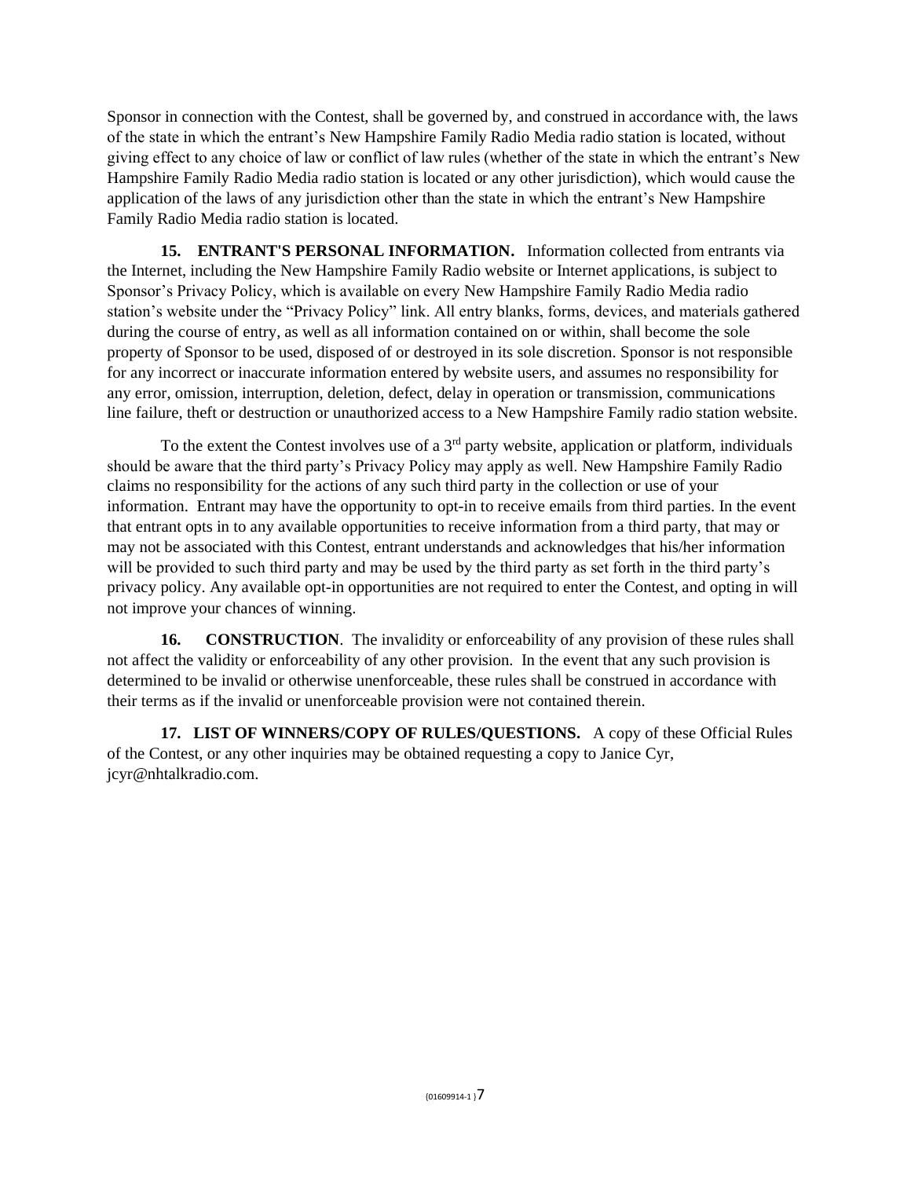Sponsor in connection with the Contest, shall be governed by, and construed in accordance with, the laws of the state in which the entrant's New Hampshire Family Radio Media radio station is located, without giving effect to any choice of law or conflict of law rules (whether of the state in which the entrant's New Hampshire Family Radio Media radio station is located or any other jurisdiction), which would cause the application of the laws of any jurisdiction other than the state in which the entrant's New Hampshire Family Radio Media radio station is located.

**15. ENTRANT'S PERSONAL INFORMATION.** Information collected from entrants via the Internet, including the New Hampshire Family Radio website or Internet applications, is subject to Sponsor's Privacy Policy, which is available on every New Hampshire Family Radio Media radio station's website under the "Privacy Policy" link. All entry blanks, forms, devices, and materials gathered during the course of entry, as well as all information contained on or within, shall become the sole property of Sponsor to be used, disposed of or destroyed in its sole discretion. Sponsor is not responsible for any incorrect or inaccurate information entered by website users, and assumes no responsibility for any error, omission, interruption, deletion, defect, delay in operation or transmission, communications line failure, theft or destruction or unauthorized access to a New Hampshire Family radio station website.

To the extent the Contest involves use of a 3rd party website, application or platform, individuals should be aware that the third party's Privacy Policy may apply as well. New Hampshire Family Radio claims no responsibility for the actions of any such third party in the collection or use of your information. Entrant may have the opportunity to opt-in to receive emails from third parties. In the event that entrant opts in to any available opportunities to receive information from a third party, that may or may not be associated with this Contest, entrant understands and acknowledges that his/her information will be provided to such third party and may be used by the third party as set forth in the third party's privacy policy. Any available opt-in opportunities are not required to enter the Contest, and opting in will not improve your chances of winning.

**16. CONSTRUCTION**. The invalidity or enforceability of any provision of these rules shall not affect the validity or enforceability of any other provision. In the event that any such provision is determined to be invalid or otherwise unenforceable, these rules shall be construed in accordance with their terms as if the invalid or unenforceable provision were not contained therein.

**17. LIST OF WINNERS/COPY OF RULES/QUESTIONS.** A copy of these Official Rules of the Contest, or any other inquiries may be obtained requesting a copy to Janice Cyr, jcyr@nhtalkradio.com.